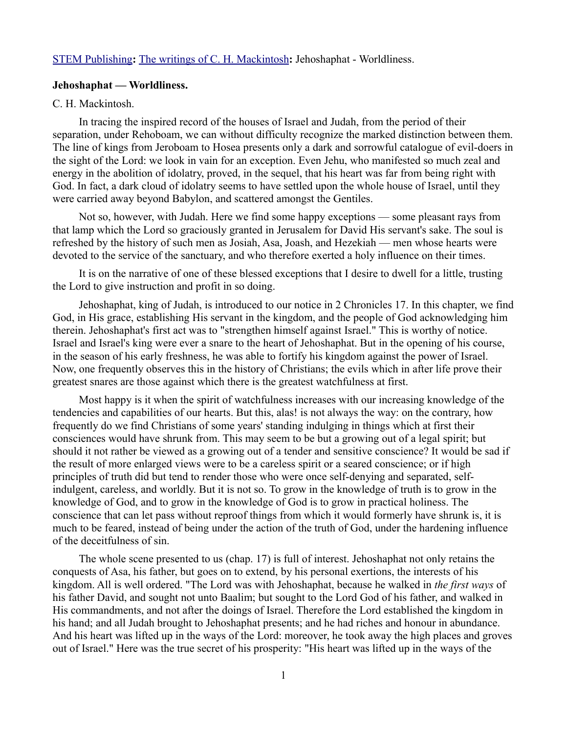STEM Publishing**:** The writings of C. H. Mackintosh**:** Jehoshaphat - Worldliness.

**Jehoshaphat — Worldliness.**

C. H. Mackintosh.

In tracing the inspired record of the houses of Israel and Judah, from the period of their separation, under Rehoboam, we can without difficulty recognize the marked distinction between them. The line of kings from Jeroboam to Hosea presents only a dark and sorrowful catalogue of evil-doers in the sight of the Lord: we look in vain for an exception. Even Jehu, who manifested so much zeal and energy in the abolition of idolatry, proved, in the sequel, that his heart was far from being right with God. In fact, a dark cloud of idolatry seems to have settled upon the whole house of Israel, until they were carried away beyond Babylon, and scattered amongst the Gentiles.

Not so, however, with Judah. Here we find some happy exceptions — some pleasant rays from that lamp which the Lord so graciously granted in Jerusalem for David His servant's sake. The soul is refreshed by the history of such men as Josiah, Asa, Joash, and Hezekiah — men whose hearts were devoted to the service of the sanctuary, and who therefore exerted a holy influence on their times.

It is on the narrative of one of these blessed exceptions that I desire to dwell for a little, trusting the Lord to give instruction and profit in so doing.

Jehoshaphat, king of Judah, is introduced to our notice in 2 Chronicles 17. In this chapter, we find God, in His grace, establishing His servant in the kingdom, and the people of God acknowledging him therein. Jehoshaphat's first act was to "strengthen himself against Israel." This is worthy of notice. Israel and Israel's king were ever a snare to the heart of Jehoshaphat. But in the opening of his course, in the season of his early freshness, he was able to fortify his kingdom against the power of Israel. Now, one frequently observes this in the history of Christians; the evils which in after life prove their greatest snares are those against which there is the greatest watchfulness at first.

Most happy is it when the spirit of watchfulness increases with our increasing knowledge of the tendencies and capabilities of our hearts. But this, alas! is not always the way: on the contrary, how frequently do we find Christians of some years' standing indulging in things which at first their consciences would have shrunk from. This may seem to be but a growing out of a legal spirit; but should it not rather be viewed as a growing out of a tender and sensitive conscience? It would be sad if the result of more enlarged views were to be a careless spirit or a seared conscience; or if high principles of truth did but tend to render those who were once self-denying and separated, self-indulgent, careless, and worldly. But it is not so. To grow in the knowledge of truth is to grow in the knowledge of God, and to grow in the knowledge of God is to grow in practical holiness. The conscience that can let pass without reproof things from which it would formerly have shrunk is, it is much to be feared, instead of being under the action of the truth of God, under the hardening influence of the deceitfulness of sin.

The whole scene presented to us (chap. 17) is full of interest. Jehoshaphat not only retains the conquests of Asa, his father, but goes on to extend, by his personal exertions, the interests of his kingdom. All is well ordered. "The Lord was with Jehoshaphat, because he walked in *the first ways* of his father David, and sought not unto Baalim; but sought to the Lord God of his father, and walked in His commandments, and not after the doings of Israel. Therefore the Lord established the kingdom in his hand; and all Judah brought to Jehoshaphat presents; and he had riches and honour in abundance. And his heart was lifted up in the ways of the Lord: moreover, he took away the high places and groves out of Israel." Here was the true secret of his prosperity: "His heart was lifted up in the ways of the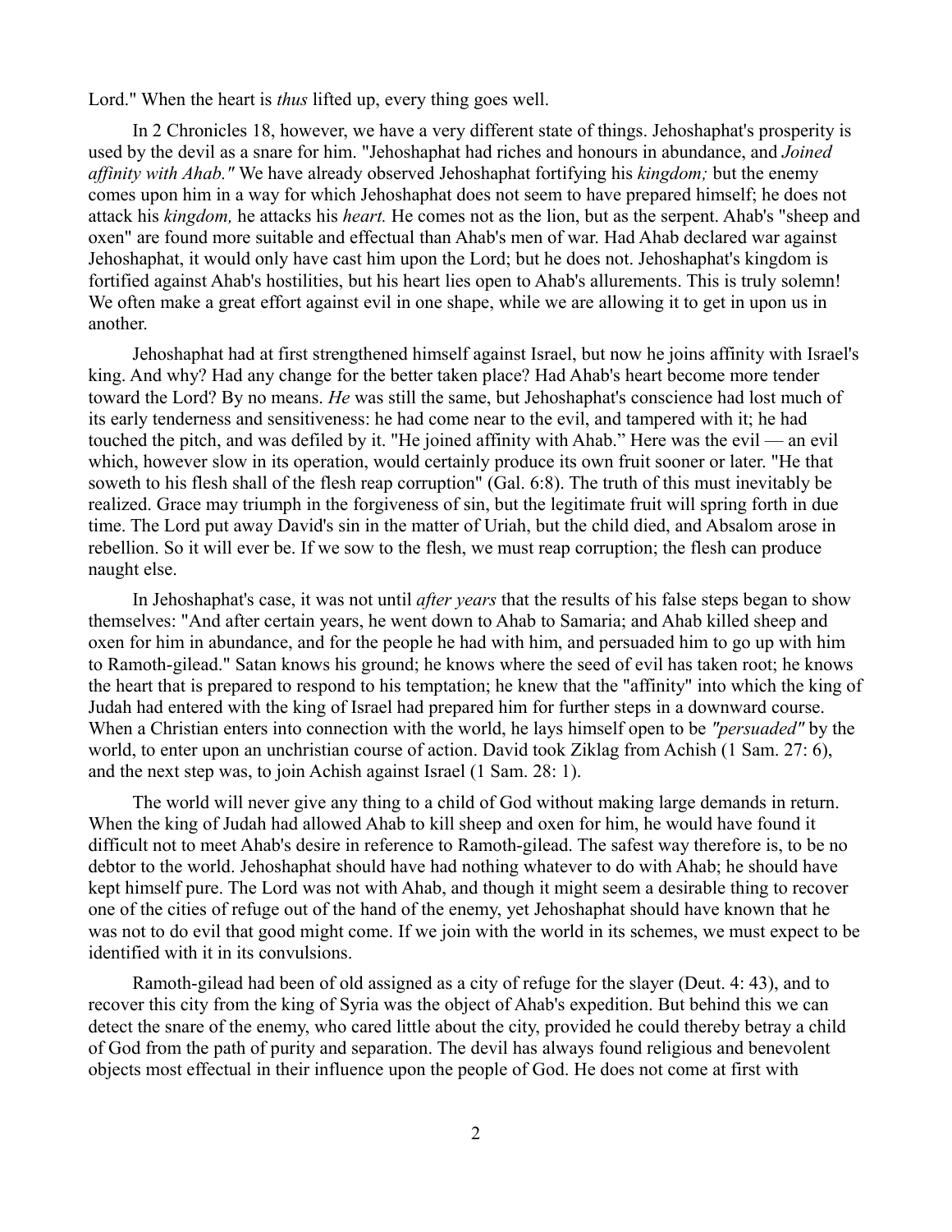Lord." When the heart is *thus* lifted up, every thing goes well.

In 2 Chronicles 18, however, we have a very different state of things. Jehoshaphat's prosperity is used by the devil as a snare for him. "Jehoshaphat had riches and honours in abundance, and *Joined affinity with Ahab."* We have already observed Jehoshaphat fortifying his *kingdom;* but the enemy comes upon him in a way for which Jehoshaphat does not seem to have prepared himself; he does not attack his *kingdom,* he attacks his *heart.* He comes not as the lion, but as the serpent. Ahab's "sheep and oxen" are found more suitable and effectual than Ahab's men of war. Had Ahab declared war against Jehoshaphat, it would only have cast him upon the Lord; but he does not. Jehoshaphat's kingdom is fortified against Ahab's hostilities, but his heart lies open to Ahab's allurements. This is truly solemn! We often make a great effort against evil in one shape, while we are allowing it to get in upon us in another.

Jehoshaphat had at first strengthened himself against Israel, but now he joins affinity with Israel's king. And why? Had any change for the better taken place? Had Ahab's heart become more tender toward the Lord? By no means. *He* was still the same, but Jehoshaphat's conscience had lost much of its early tenderness and sensitiveness: he had come near to the evil, and tampered with it; he had touched the pitch, and was defiled by it. "He joined affinity with Ahab." Here was the evil — an evil which, however slow in its operation, would certainly produce its own fruit sooner or later. "He that soweth to his flesh shall of the flesh reap corruption" (Gal. 6:8). The truth of this must inevitably be realized. Grace may triumph in the forgiveness of sin, but the legitimate fruit will spring forth in due time. The Lord put away David's sin in the matter of Uriah, but the child died, and Absalom arose in rebellion. So it will ever be. If we sow to the flesh, we must reap corruption; the flesh can produce naught else.

In Jehoshaphat's case, it was not until *after years* that the results of his false steps began to show themselves: "And after certain years, he went down to Ahab to Samaria; and Ahab killed sheep and oxen for him in abundance, and for the people he had with him, and persuaded him to go up with him to Ramoth-gilead." Satan knows his ground; he knows where the seed of evil has taken root; he knows the heart that is prepared to respond to his temptation; he knew that the "affinity" into which the king of Judah had entered with the king of Israel had prepared him for further steps in a downward course. When a Christian enters into connection with the world, he lays himself open to be *"persuaded"* by the world, to enter upon an unchristian course of action. David took Ziklag from Achish (1 Sam. 27: 6), and the next step was, to join Achish against Israel (1 Sam. 28: 1).

The world will never give any thing to a child of God without making large demands in return. When the king of Judah had allowed Ahab to kill sheep and oxen for him, he would have found it difficult not to meet Ahab's desire in reference to Ramoth-gilead. The safest way therefore is, to be no debtor to the world. Jehoshaphat should have had nothing whatever to do with Ahab; he should have kept himself pure. The Lord was not with Ahab, and though it might seem a desirable thing to recover one of the cities of refuge out of the hand of the enemy, yet Jehoshaphat should have known that he was not to do evil that good might come. If we join with the world in its schemes, we must expect to be identified with it in its convulsions.

Ramoth-gilead had been of old assigned as a city of refuge for the slayer (Deut. 4: 43), and to recover this city from the king of Syria was the object of Ahab's expedition. But behind this we can detect the snare of the enemy, who cared little about the city, provided he could thereby betray a child of God from the path of purity and separation. The devil has always found religious and benevolent objects most effectual in their influence upon the people of God. He does not come at first with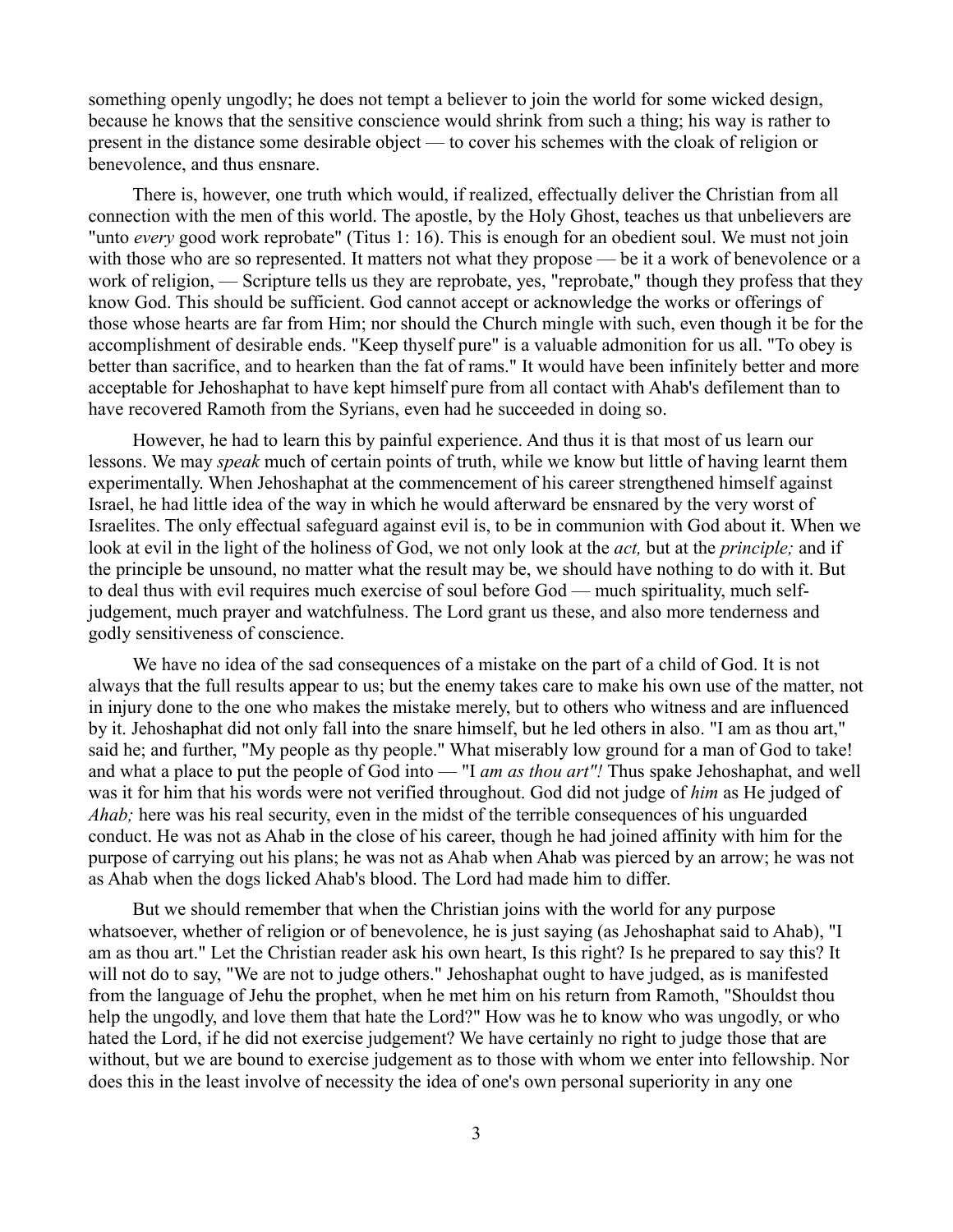something openly ungodly; he does not tempt a believer to join the world for some wicked design, because he knows that the sensitive conscience would shrink from such a thing; his way is rather to present in the distance some desirable object — to cover his schemes with the cloak of religion or benevolence, and thus ensnare.

There is, however, one truth which would, if realized, effectually deliver the Christian from all connection with the men of this world. The apostle, by the Holy Ghost, teaches us that unbelievers are "unto *every* good work reprobate" (Titus 1: 16). This is enough for an obedient soul. We must not join with those who are so represented. It matters not what they propose — be it a work of benevolence or a work of religion, — Scripture tells us they are reprobate, yes, "reprobate," though they profess that they know God. This should be sufficient. God cannot accept or acknowledge the works or offerings of those whose hearts are far from Him; nor should the Church mingle with such, even though it be for the accomplishment of desirable ends. "Keep thyself pure" is a valuable admonition for us all. "To obey is better than sacrifice, and to hearken than the fat of rams." It would have been infinitely better and more acceptable for Jehoshaphat to have kept himself pure from all contact with Ahab's defilement than to have recovered Ramoth from the Syrians, even had he succeeded in doing so.

However, he had to learn this by painful experience. And thus it is that most of us learn our lessons. We may *speak* much of certain points of truth, while we know but little of having learnt them experimentally. When Jehoshaphat at the commencement of his career strengthened himself against Israel, he had little idea of the way in which he would afterward be ensnared by the very worst of Israelites. The only effectual safeguard against evil is, to be in communion with God about it. When we look at evil in the light of the holiness of God, we not only look at the *act,* but at the *principle;* and if the principle be unsound, no matter what the result may be, we should have nothing to do with it. But to deal thus with evil requires much exercise of soul before God — much spirituality, much self-judgement, much prayer and watchfulness. The Lord grant us these, and also more tenderness and godly sensitiveness of conscience.

We have no idea of the sad consequences of a mistake on the part of a child of God. It is not always that the full results appear to us; but the enemy takes care to make his own use of the matter, not in injury done to the one who makes the mistake merely, but to others who witness and are influenced by it. Jehoshaphat did not only fall into the snare himself, but he led others in also. "I am as thou art," said he; and further, "My people as thy people." What miserably low ground for a man of God to take! and what a place to put the people of God into — "I *am as thou art"!* Thus spake Jehoshaphat, and well was it for him that his words were not verified throughout. God did not judge of *him* as He judged of *Ahab;* here was his real security, even in the midst of the terrible consequences of his unguarded conduct. He was not as Ahab in the close of his career, though he had joined affinity with him for the purpose of carrying out his plans; he was not as Ahab when Ahab was pierced by an arrow; he was not as Ahab when the dogs licked Ahab's blood. The Lord had made him to differ.

But we should remember that when the Christian joins with the world for any purpose whatsoever, whether of religion or of benevolence, he is just saying (as Jehoshaphat said to Ahab), "I am as thou art." Let the Christian reader ask his own heart, Is this right? Is he prepared to say this? It will not do to say, "We are not to judge others." Jehoshaphat ought to have judged, as is manifested from the language of Jehu the prophet, when he met him on his return from Ramoth, "Shouldst thou help the ungodly, and love them that hate the Lord?" How was he to know who was ungodly, or who hated the Lord, if he did not exercise judgement? We have certainly no right to judge those that are without, but we are bound to exercise judgement as to those with whom we enter into fellowship. Nor does this in the least involve of necessity the idea of one's own personal superiority in any one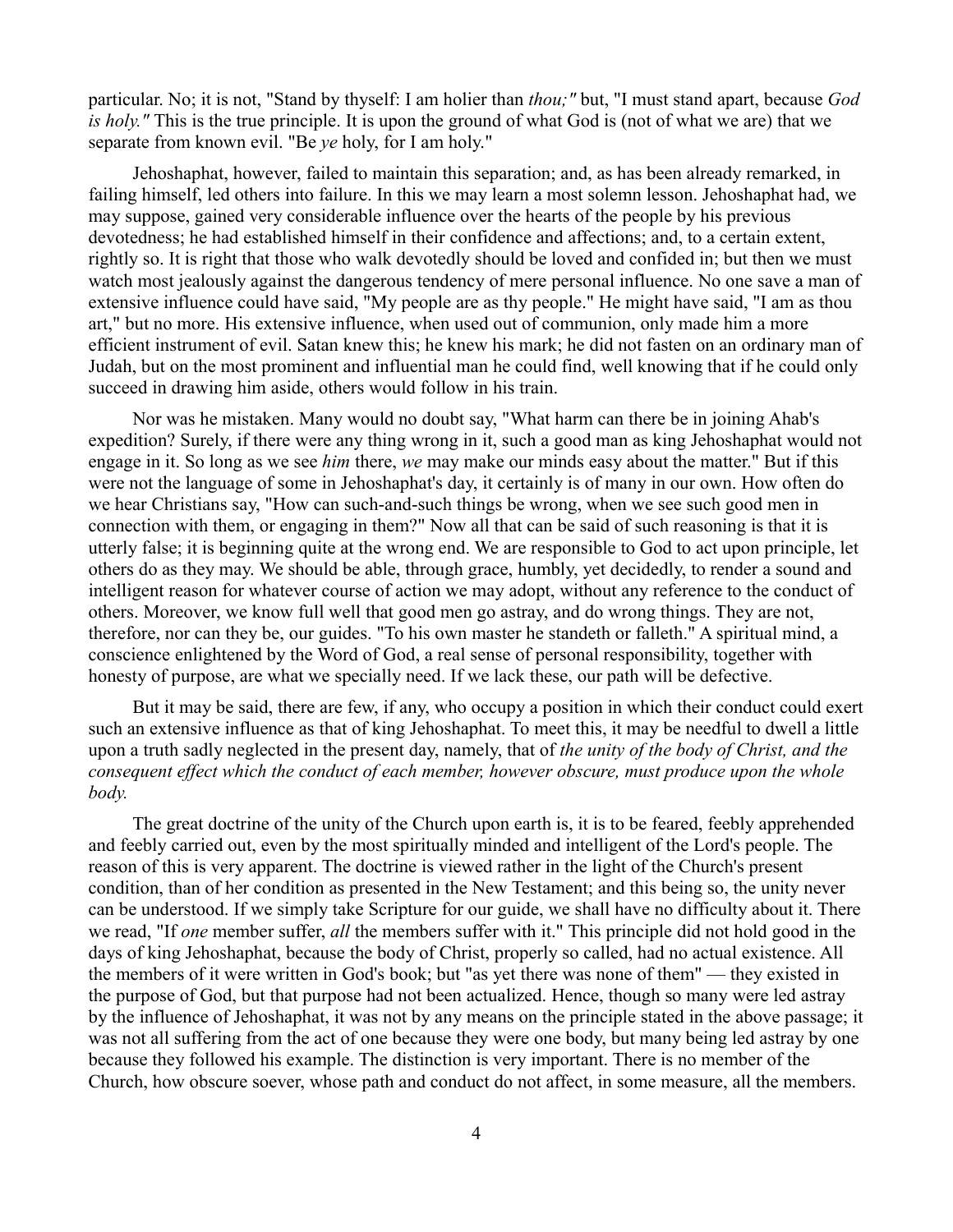particular. No; it is not, "Stand by thyself: I am holier than *thou;"* but, "I must stand apart, because *God is holy."* This is the true principle. It is upon the ground of what God is (not of what we are) that we separate from known evil. "Be *ye* holy, for I am holy."

Jehoshaphat, however, failed to maintain this separation; and, as has been already remarked, in failing himself, led others into failure. In this we may learn a most solemn lesson. Jehoshaphat had, we may suppose, gained very considerable influence over the hearts of the people by his previous devotedness; he had established himself in their confidence and affections; and, to a certain extent, rightly so. It is right that those who walk devotedly should be loved and confided in; but then we must watch most jealously against the dangerous tendency of mere personal influence. No one save a man of extensive influence could have said, "My people are as thy people." He might have said, "I am as thou art," but no more. His extensive influence, when used out of communion, only made him a more efficient instrument of evil. Satan knew this; he knew his mark; he did not fasten on an ordinary man of Judah, but on the most prominent and influential man he could find, well knowing that if he could only succeed in drawing him aside, others would follow in his train.

Nor was he mistaken. Many would no doubt say, "What harm can there be in joining Ahab's expedition? Surely, if there were any thing wrong in it, such a good man as king Jehoshaphat would not engage in it. So long as we see *him* there, *we* may make our minds easy about the matter." But if this were not the language of some in Jehoshaphat's day, it certainly is of many in our own. How often do we hear Christians say, "How can such-and-such things be wrong, when we see such good men in connection with them, or engaging in them?" Now all that can be said of such reasoning is that it is utterly false; it is beginning quite at the wrong end. We are responsible to God to act upon principle, let others do as they may. We should be able, through grace, humbly, yet decidedly, to render a sound and intelligent reason for whatever course of action we may adopt, without any reference to the conduct of others. Moreover, we know full well that good men go astray, and do wrong things. They are not, therefore, nor can they be, our guides. "To his own master he standeth or falleth." A spiritual mind, a conscience enlightened by the Word of God, a real sense of personal responsibility, together with honesty of purpose, are what we specially need. If we lack these, our path will be defective.

But it may be said, there are few, if any, who occupy a position in which their conduct could exert such an extensive influence as that of king Jehoshaphat. To meet this, it may be needful to dwell a little upon a truth sadly neglected in the present day, namely, that of *the unity of the body of Christ, and the consequent effect which the conduct of each member, however obscure, must produce upon the whole body.*

The great doctrine of the unity of the Church upon earth is, it is to be feared, feebly apprehended and feebly carried out, even by the most spiritually minded and intelligent of the Lord's people. The reason of this is very apparent. The doctrine is viewed rather in the light of the Church's present condition, than of her condition as presented in the New Testament; and this being so, the unity never can be understood. If we simply take Scripture for our guide, we shall have no difficulty about it. There we read, "If *one* member suffer, *all* the members suffer with it." This principle did not hold good in the days of king Jehoshaphat, because the body of Christ, properly so called, had no actual existence. All the members of it were written in God's book; but "as yet there was none of them" — they existed in the purpose of God, but that purpose had not been actualized. Hence, though so many were led astray by the influence of Jehoshaphat, it was not by any means on the principle stated in the above passage; it was not all suffering from the act of one because they were one body, but many being led astray by one because they followed his example. The distinction is very important. There is no member of the Church, how obscure soever, whose path and conduct do not affect, in some measure, all the members.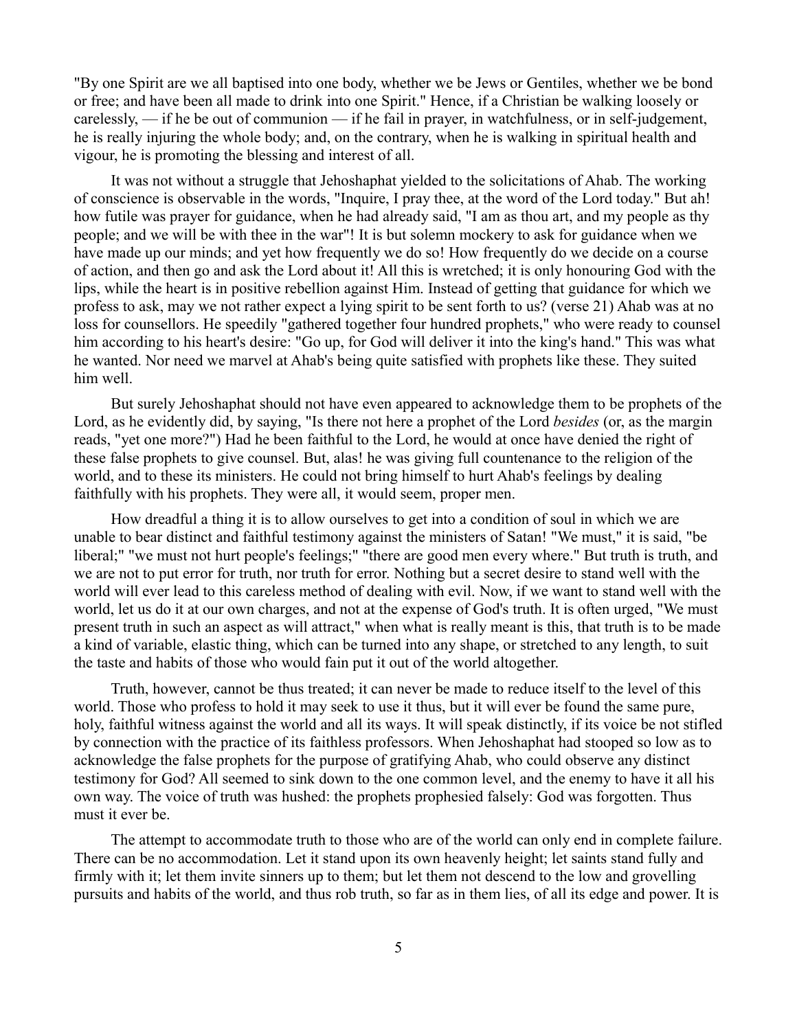"By one Spirit are we all baptised into one body, whether we be Jews or Gentiles, whether we be bond or free; and have been all made to drink into one Spirit." Hence, if a Christian be walking loosely or carelessly, — if he be out of communion — if he fail in prayer, in watchfulness, or in self-judgement, he is really injuring the whole body; and, on the contrary, when he is walking in spiritual health and vigour, he is promoting the blessing and interest of all.

It was not without a struggle that Jehoshaphat yielded to the solicitations of Ahab. The working of conscience is observable in the words, "Inquire, I pray thee, at the word of the Lord today." But ah! how futile was prayer for guidance, when he had already said, "I am as thou art, and my people as thy people; and we will be with thee in the war"! It is but solemn mockery to ask for guidance when we have made up our minds; and yet how frequently we do so! How frequently do we decide on a course of action, and then go and ask the Lord about it! All this is wretched; it is only honouring God with the lips, while the heart is in positive rebellion against Him. Instead of getting that guidance for which we profess to ask, may we not rather expect a lying spirit to be sent forth to us? (verse 21) Ahab was at no loss for counsellors. He speedily "gathered together four hundred prophets," who were ready to counsel him according to his heart's desire: "Go up, for God will deliver it into the king's hand." This was what he wanted. Nor need we marvel at Ahab's being quite satisfied with prophets like these. They suited him well.

But surely Jehoshaphat should not have even appeared to acknowledge them to be prophets of the Lord, as he evidently did, by saying, "Is there not here a prophet of the Lord *besides* (or, as the margin reads, "yet one more?") Had he been faithful to the Lord, he would at once have denied the right of these false prophets to give counsel. But, alas! he was giving full countenance to the religion of the world, and to these its ministers. He could not bring himself to hurt Ahab's feelings by dealing faithfully with his prophets. They were all, it would seem, proper men.

How dreadful a thing it is to allow ourselves to get into a condition of soul in which we are unable to bear distinct and faithful testimony against the ministers of Satan! "We must," it is said, "be liberal;" "we must not hurt people's feelings;" "there are good men every where." But truth is truth, and we are not to put error for truth, nor truth for error. Nothing but a secret desire to stand well with the world will ever lead to this careless method of dealing with evil. Now, if we want to stand well with the world, let us do it at our own charges, and not at the expense of God's truth. It is often urged, "We must present truth in such an aspect as will attract," when what is really meant is this, that truth is to be made a kind of variable, elastic thing, which can be turned into any shape, or stretched to any length, to suit the taste and habits of those who would fain put it out of the world altogether.

Truth, however, cannot be thus treated; it can never be made to reduce itself to the level of this world. Those who profess to hold it may seek to use it thus, but it will ever be found the same pure, holy, faithful witness against the world and all its ways. It will speak distinctly, if its voice be not stifled by connection with the practice of its faithless professors. When Jehoshaphat had stooped so low as to acknowledge the false prophets for the purpose of gratifying Ahab, who could observe any distinct testimony for God? All seemed to sink down to the one common level, and the enemy to have it all his own way. The voice of truth was hushed: the prophets prophesied falsely: God was forgotten. Thus must it ever be.

The attempt to accommodate truth to those who are of the world can only end in complete failure. There can be no accommodation. Let it stand upon its own heavenly height; let saints stand fully and firmly with it; let them invite sinners up to them; but let them not descend to the low and grovelling pursuits and habits of the world, and thus rob truth, so far as in them lies, of all its edge and power. It is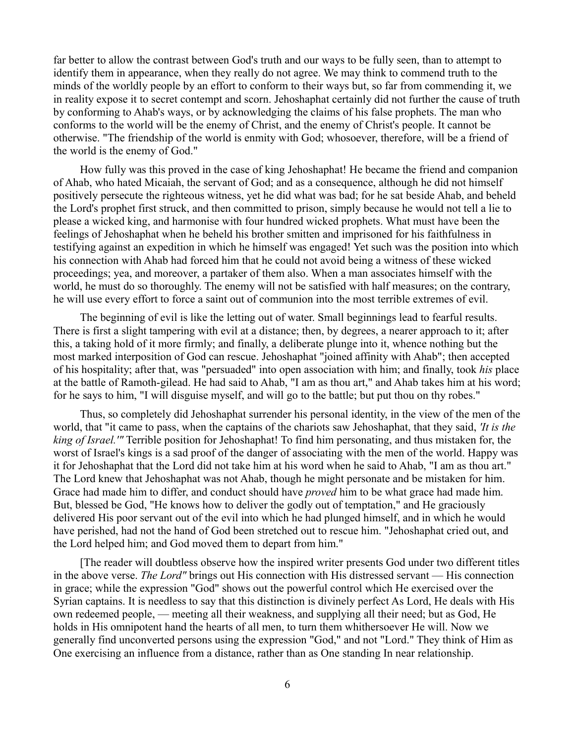far better to allow the contrast between God's truth and our ways to be fully seen, than to attempt to identify them in appearance, when they really do not agree. We may think to commend truth to the minds of the worldly people by an effort to conform to their ways but, so far from commending it, we in reality expose it to secret contempt and scorn. Jehoshaphat certainly did not further the cause of truth by conforming to Ahab's ways, or by acknowledging the claims of his false prophets. The man who conforms to the world will be the enemy of Christ, and the enemy of Christ's people. It cannot be otherwise. "The friendship of the world is enmity with God; whosoever, therefore, will be a friend of the world is the enemy of God."

How fully was this proved in the case of king Jehoshaphat! He became the friend and companion of Ahab, who hated Micaiah, the servant of God; and as a consequence, although he did not himself positively persecute the righteous witness, yet he did what was bad; for he sat beside Ahab, and beheld the Lord's prophet first struck, and then committed to prison, simply because he would not tell a lie to please a wicked king, and harmonise with four hundred wicked prophets. What must have been the feelings of Jehoshaphat when he beheld his brother smitten and imprisoned for his faithfulness in testifying against an expedition in which he himself was engaged! Yet such was the position into which his connection with Ahab had forced him that he could not avoid being a witness of these wicked proceedings; yea, and moreover, a partaker of them also. When a man associates himself with the world, he must do so thoroughly. The enemy will not be satisfied with half measures; on the contrary, he will use every effort to force a saint out of communion into the most terrible extremes of evil.

The beginning of evil is like the letting out of water. Small beginnings lead to fearful results. There is first a slight tampering with evil at a distance; then, by degrees, a nearer approach to it; after this, a taking hold of it more firmly; and finally, a deliberate plunge into it, whence nothing but the most marked interposition of God can rescue. Jehoshaphat "joined affinity with Ahab"; then accepted of his hospitality; after that, was "persuaded" into open association with him; and finally, took *his* place at the battle of Ramoth-gilead. He had said to Ahab, "I am as thou art," and Ahab takes him at his word; for he says to him, "I will disguise myself, and will go to the battle; but put thou on thy robes."

Thus, so completely did Jehoshaphat surrender his personal identity, in the view of the men of the world, that "it came to pass, when the captains of the chariots saw Jehoshaphat, that they said, *'It is the king of Israel.'"* Terrible position for Jehoshaphat! To find him personating, and thus mistaken for, the worst of Israel's kings is a sad proof of the danger of associating with the men of the world. Happy was it for Jehoshaphat that the Lord did not take him at his word when he said to Ahab, "I am as thou art." The Lord knew that Jehoshaphat was not Ahab, though he might personate and be mistaken for him. Grace had made him to differ, and conduct should have *proved* him to be what grace had made him. But, blessed be God, "He knows how to deliver the godly out of temptation," and He graciously delivered His poor servant out of the evil into which he had plunged himself, and in which he would have perished, had not the hand of God been stretched out to rescue him. "Jehoshaphat cried out, and the Lord helped him; and God moved them to depart from him."

[The reader will doubtless observe how the inspired writer presents God under two different titles in the above verse. *The Lord"* brings out His connection with His distressed servant — His connection in grace; while the expression "God" shows out the powerful control which He exercised over the Syrian captains. It is needless to say that this distinction is divinely perfect As Lord, He deals with His own redeemed people, — meeting all their weakness, and supplying all their need; but as God, He holds in His omnipotent hand the hearts of all men, to turn them whithersoever He will. Now we generally find unconverted persons using the expression "God," and not "Lord." They think of Him as One exercising an influence from a distance, rather than as One standing In near relationship.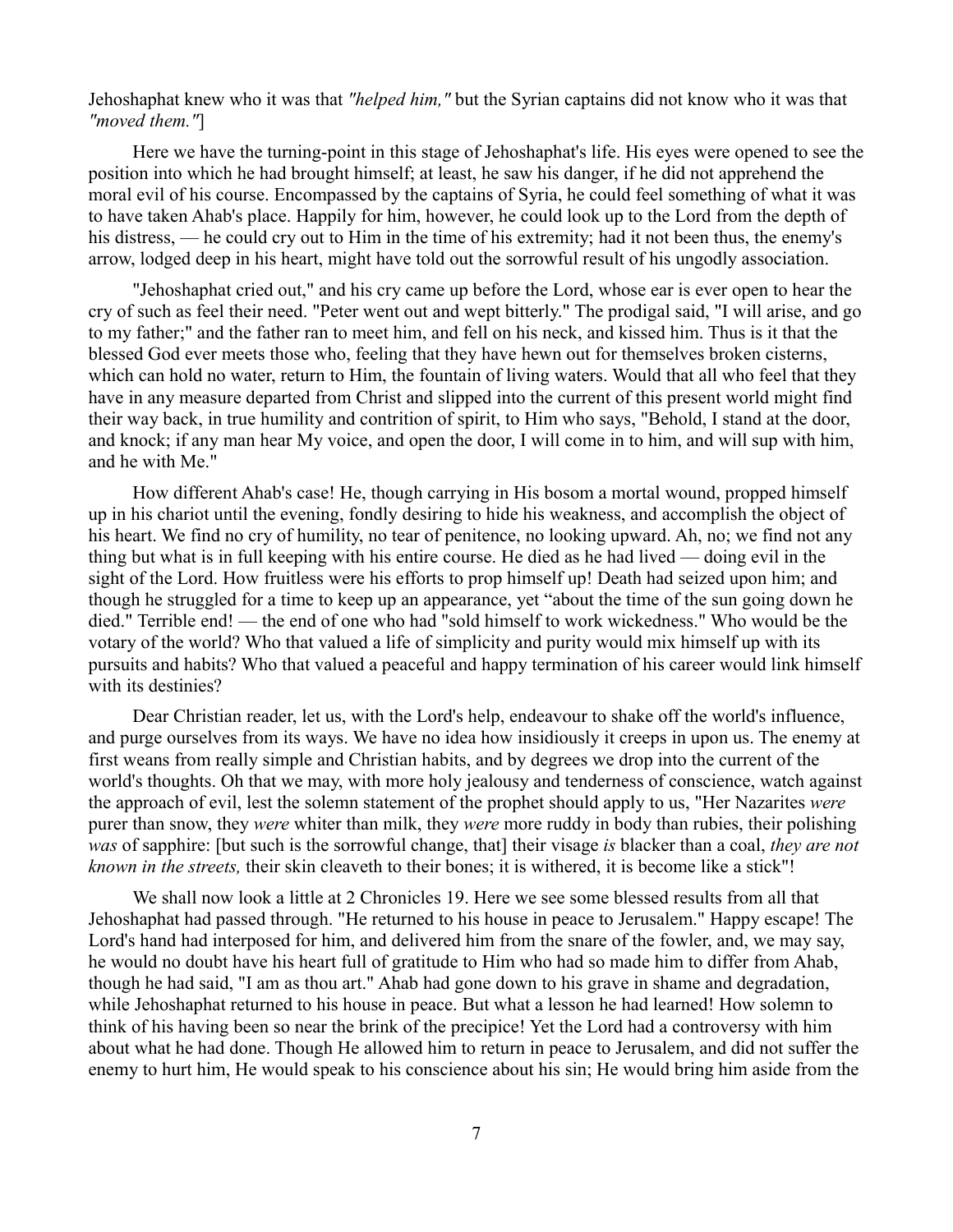Jehoshaphat knew who it was that *"helped him,"* but the Syrian captains did not know who it was that *"moved them."*]

Here we have the turning-point in this stage of Jehoshaphat's life. His eyes were opened to see the position into which he had brought himself; at least, he saw his danger, if he did not apprehend the moral evil of his course. Encompassed by the captains of Syria, he could feel something of what it was to have taken Ahab's place. Happily for him, however, he could look up to the Lord from the depth of his distress, — he could cry out to Him in the time of his extremity; had it not been thus, the enemy's arrow, lodged deep in his heart, might have told out the sorrowful result of his ungodly association.

"Jehoshaphat cried out," and his cry came up before the Lord, whose ear is ever open to hear the cry of such as feel their need. "Peter went out and wept bitterly." The prodigal said, "I will arise, and go to my father;" and the father ran to meet him, and fell on his neck, and kissed him. Thus is it that the blessed God ever meets those who, feeling that they have hewn out for themselves broken cisterns, which can hold no water, return to Him, the fountain of living waters. Would that all who feel that they have in any measure departed from Christ and slipped into the current of this present world might find their way back, in true humility and contrition of spirit, to Him who says, "Behold, I stand at the door, and knock; if any man hear My voice, and open the door, I will come in to him, and will sup with him, and he with Me."

How different Ahab's case! He, though carrying in His bosom a mortal wound, propped himself up in his chariot until the evening, fondly desiring to hide his weakness, and accomplish the object of his heart. We find no cry of humility, no tear of penitence, no looking upward. Ah, no; we find not any thing but what is in full keeping with his entire course. He died as he had lived — doing evil in the sight of the Lord. How fruitless were his efforts to prop himself up! Death had seized upon him; and though he struggled for a time to keep up an appearance, yet "about the time of the sun going down he died." Terrible end! — the end of one who had "sold himself to work wickedness." Who would be the votary of the world? Who that valued a life of simplicity and purity would mix himself up with its pursuits and habits? Who that valued a peaceful and happy termination of his career would link himself with its destinies?

Dear Christian reader, let us, with the Lord's help, endeavour to shake off the world's influence, and purge ourselves from its ways. We have no idea how insidiously it creeps in upon us. The enemy at first weans from really simple and Christian habits, and by degrees we drop into the current of the world's thoughts. Oh that we may, with more holy jealousy and tenderness of conscience, watch against the approach of evil, lest the solemn statement of the prophet should apply to us, "Her Nazarites *were* purer than snow, they *were* whiter than milk, they *were* more ruddy in body than rubies, their polishing *was* of sapphire: [but such is the sorrowful change, that] their visage *is* blacker than a coal, *they are not known in the streets,* their skin cleaveth to their bones; it is withered, it is become like a stick"!

We shall now look a little at 2 Chronicles 19. Here we see some blessed results from all that Jehoshaphat had passed through. "He returned to his house in peace to Jerusalem." Happy escape! The Lord's hand had interposed for him, and delivered him from the snare of the fowler, and, we may say, he would no doubt have his heart full of gratitude to Him who had so made him to differ from Ahab, though he had said, "I am as thou art." Ahab had gone down to his grave in shame and degradation, while Jehoshaphat returned to his house in peace. But what a lesson he had learned! How solemn to think of his having been so near the brink of the precipice! Yet the Lord had a controversy with him about what he had done. Though He allowed him to return in peace to Jerusalem, and did not suffer the enemy to hurt him, He would speak to his conscience about his sin; He would bring him aside from the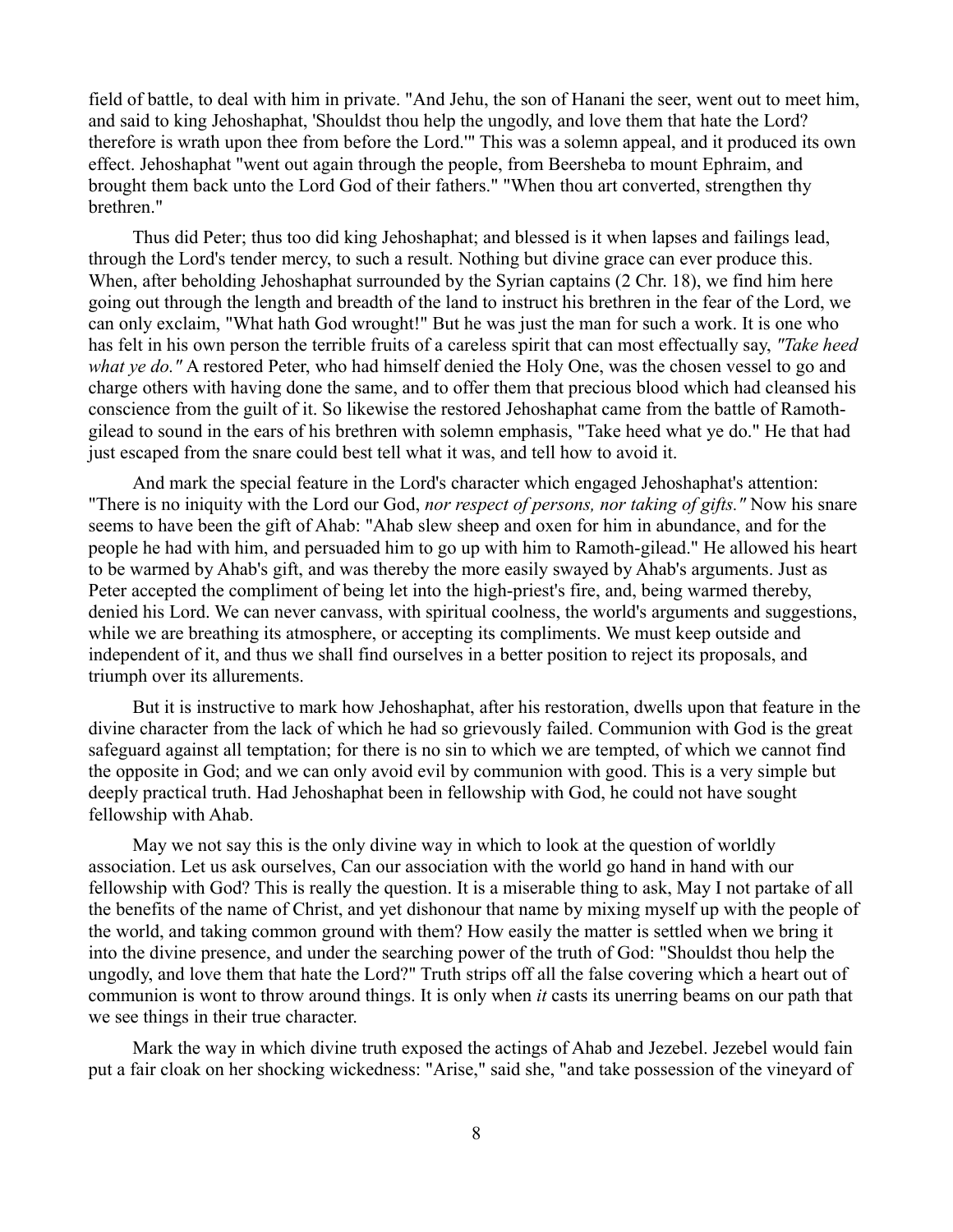field of battle, to deal with him in private. "And Jehu, the son of Hanani the seer, went out to meet him, and said to king Jehoshaphat, 'Shouldst thou help the ungodly, and love them that hate the Lord? therefore is wrath upon thee from before the Lord.'" This was a solemn appeal, and it produced its own effect. Jehoshaphat "went out again through the people, from Beersheba to mount Ephraim, and brought them back unto the Lord God of their fathers." "When thou art converted, strengthen thy brethren."

Thus did Peter; thus too did king Jehoshaphat; and blessed is it when lapses and failings lead, through the Lord's tender mercy, to such a result. Nothing but divine grace can ever produce this. When, after beholding Jehoshaphat surrounded by the Syrian captains (2 Chr. 18), we find him here going out through the length and breadth of the land to instruct his brethren in the fear of the Lord, we can only exclaim, "What hath God wrought!" But he was just the man for such a work. It is one who has felt in his own person the terrible fruits of a careless spirit that can most effectually say, *"Take heed what ye do."* A restored Peter, who had himself denied the Holy One, was the chosen vessel to go and charge others with having done the same, and to offer them that precious blood which had cleansed his conscience from the guilt of it. So likewise the restored Jehoshaphat came from the battle of Ramoth-gilead to sound in the ears of his brethren with solemn emphasis, "Take heed what ye do." He that had just escaped from the snare could best tell what it was, and tell how to avoid it.

And mark the special feature in the Lord's character which engaged Jehoshaphat's attention: "There is no iniquity with the Lord our God, *nor respect of persons, nor taking of gifts."* Now his snare seems to have been the gift of Ahab: "Ahab slew sheep and oxen for him in abundance, and for the people he had with him, and persuaded him to go up with him to Ramoth-gilead." He allowed his heart to be warmed by Ahab's gift, and was thereby the more easily swayed by Ahab's arguments. Just as Peter accepted the compliment of being let into the high-priest's fire, and, being warmed thereby, denied his Lord. We can never canvass, with spiritual coolness, the world's arguments and suggestions, while we are breathing its atmosphere, or accepting its compliments. We must keep outside and independent of it, and thus we shall find ourselves in a better position to reject its proposals, and triumph over its allurements.

But it is instructive to mark how Jehoshaphat, after his restoration, dwells upon that feature in the divine character from the lack of which he had so grievously failed. Communion with God is the great safeguard against all temptation; for there is no sin to which we are tempted, of which we cannot find the opposite in God; and we can only avoid evil by communion with good. This is a very simple but deeply practical truth. Had Jehoshaphat been in fellowship with God, he could not have sought fellowship with Ahab.

May we not say this is the only divine way in which to look at the question of worldly association. Let us ask ourselves, Can our association with the world go hand in hand with our fellowship with God? This is really the question. It is a miserable thing to ask, May I not partake of all the benefits of the name of Christ, and yet dishonour that name by mixing myself up with the people of the world, and taking common ground with them? How easily the matter is settled when we bring it into the divine presence, and under the searching power of the truth of God: "Shouldst thou help the ungodly, and love them that hate the Lord?" Truth strips off all the false covering which a heart out of communion is wont to throw around things. It is only when *it* casts its unerring beams on our path that we see things in their true character.

Mark the way in which divine truth exposed the actings of Ahab and Jezebel. Jezebel would fain put a fair cloak on her shocking wickedness: "Arise," said she, "and take possession of the vineyard of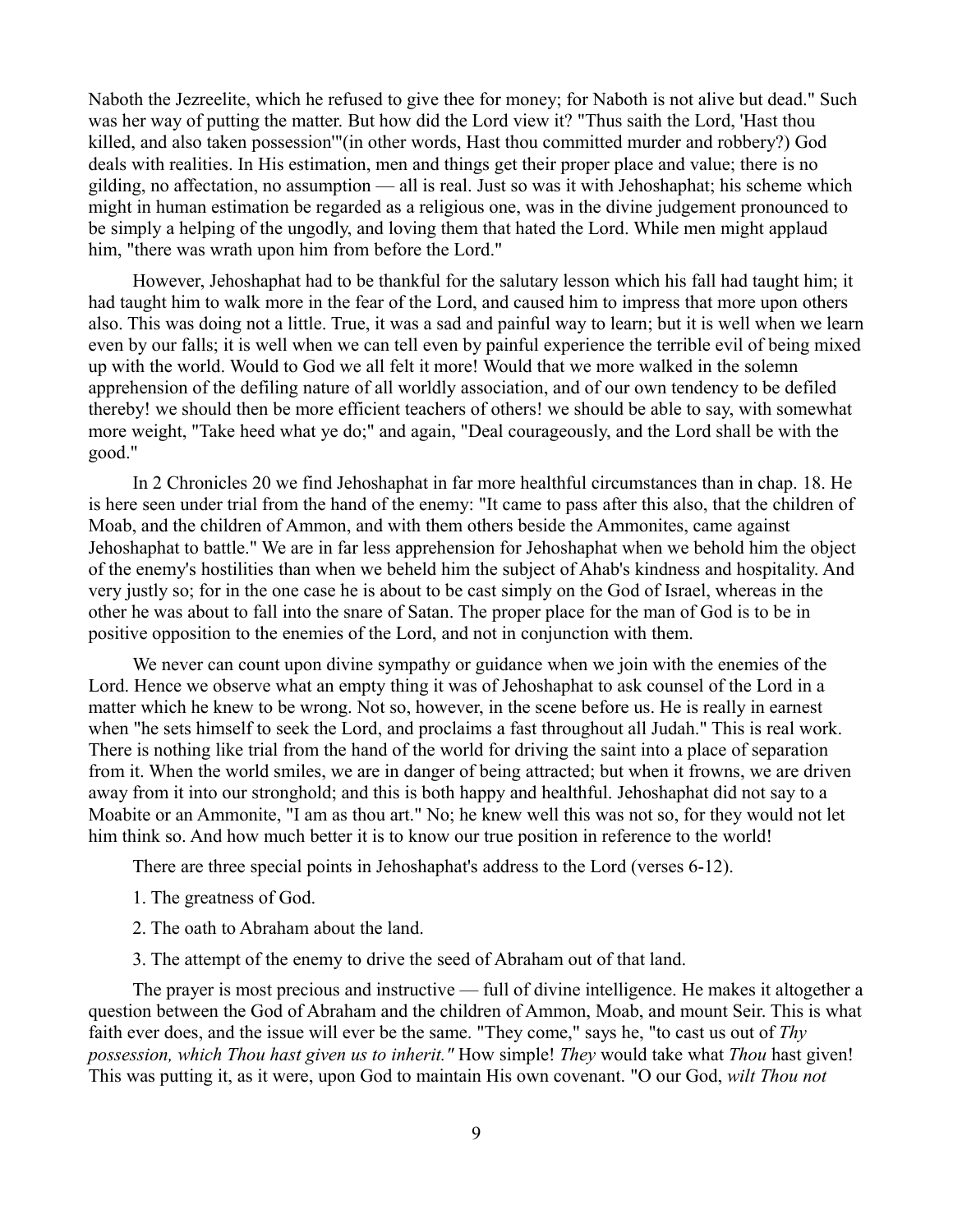Naboth the Jezreelite, which he refused to give thee for money; for Naboth is not alive but dead." Such was her way of putting the matter. But how did the Lord view it? "Thus saith the Lord, 'Hast thou killed, and also taken possession'"(in other words, Hast thou committed murder and robbery?) God deals with realities. In His estimation, men and things get their proper place and value; there is no gilding, no affectation, no assumption — all is real. Just so was it with Jehoshaphat; his scheme which might in human estimation be regarded as a religious one, was in the divine judgement pronounced to be simply a helping of the ungodly, and loving them that hated the Lord. While men might applaud him, "there was wrath upon him from before the Lord."

However, Jehoshaphat had to be thankful for the salutary lesson which his fall had taught him; it had taught him to walk more in the fear of the Lord, and caused him to impress that more upon others also. This was doing not a little. True, it was a sad and painful way to learn; but it is well when we learn even by our falls; it is well when we can tell even by painful experience the terrible evil of being mixed up with the world. Would to God we all felt it more! Would that we more walked in the solemn apprehension of the defiling nature of all worldly association, and of our own tendency to be defiled thereby! we should then be more efficient teachers of others! we should be able to say, with somewhat more weight, "Take heed what ye do;" and again, "Deal courageously, and the Lord shall be with the good."

In 2 Chronicles 20 we find Jehoshaphat in far more healthful circumstances than in chap. 18. He is here seen under trial from the hand of the enemy: "It came to pass after this also, that the children of Moab, and the children of Ammon, and with them others beside the Ammonites, came against Jehoshaphat to battle." We are in far less apprehension for Jehoshaphat when we behold him the object of the enemy's hostilities than when we beheld him the subject of Ahab's kindness and hospitality. And very justly so; for in the one case he is about to be cast simply on the God of Israel, whereas in the other he was about to fall into the snare of Satan. The proper place for the man of God is to be in positive opposition to the enemies of the Lord, and not in conjunction with them.

We never can count upon divine sympathy or guidance when we join with the enemies of the Lord. Hence we observe what an empty thing it was of Jehoshaphat to ask counsel of the Lord in a matter which he knew to be wrong. Not so, however, in the scene before us. He is really in earnest when "he sets himself to seek the Lord, and proclaims a fast throughout all Judah." This is real work. There is nothing like trial from the hand of the world for driving the saint into a place of separation from it. When the world smiles, we are in danger of being attracted; but when it frowns, we are driven away from it into our stronghold; and this is both happy and healthful. Jehoshaphat did not say to a Moabite or an Ammonite, "I am as thou art." No; he knew well this was not so, for they would not let him think so. And how much better it is to know our true position in reference to the world!

There are three special points in Jehoshaphat's address to the Lord (verses 6-12).

1. The greatness of God.

2. The oath to Abraham about the land.

3. The attempt of the enemy to drive the seed of Abraham out of that land.

The prayer is most precious and instructive — full of divine intelligence. He makes it altogether a question between the God of Abraham and the children of Ammon, Moab, and mount Seir. This is what faith ever does, and the issue will ever be the same. "They come," says he, "to cast us out of *Thy possession, which Thou hast given us to inherit."* How simple! *They* would take what *Thou* hast given! This was putting it, as it were, upon God to maintain His own covenant. "O our God, *wilt Thou not*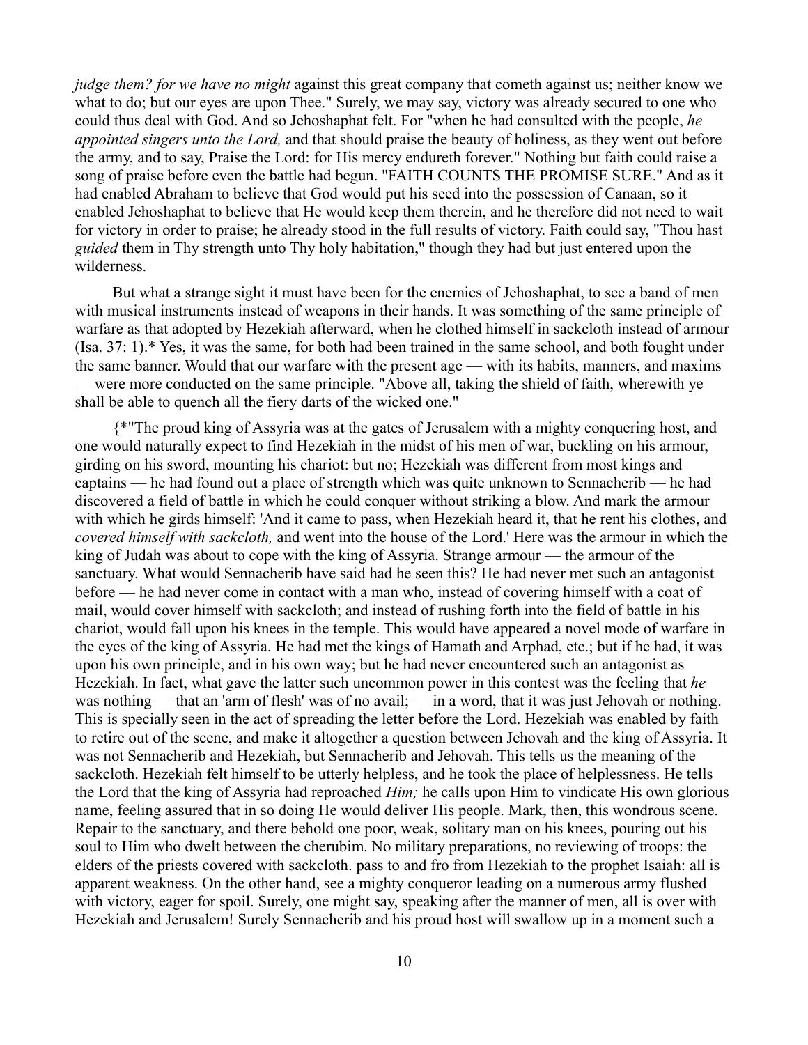*judge them? for we have no might* against this great company that cometh against us; neither know we what to do; but our eyes are upon Thee." Surely, we may say, victory was already secured to one who could thus deal with God. And so Jehoshaphat felt. For "when he had consulted with the people, *he appointed singers unto the Lord,* and that should praise the beauty of holiness, as they went out before the army, and to say, Praise the Lord: for His mercy endureth forever." Nothing but faith could raise a song of praise before even the battle had begun. "FAITH COUNTS THE PROMISE SURE." And as it had enabled Abraham to believe that God would put his seed into the possession of Canaan, so it enabled Jehoshaphat to believe that He would keep them therein, and he therefore did not need to wait for victory in order to praise; he already stood in the full results of victory. Faith could say, "Thou hast *guided* them in Thy strength unto Thy holy habitation," though they had but just entered upon the wilderness.

But what a strange sight it must have been for the enemies of Jehoshaphat, to see a band of men with musical instruments instead of weapons in their hands. It was something of the same principle of warfare as that adopted by Hezekiah afterward, when he clothed himself in sackcloth instead of armour (Isa. 37: 1).* Yes, it was the same, for both had been trained in the same school, and both fought under the same banner. Would that our warfare with the present age — with its habits, manners, and maxims — were more conducted on the same principle. "Above all, taking the shield of faith, wherewith ye shall be able to quench all the fiery darts of the wicked one."

{*"The proud king of Assyria was at the gates of Jerusalem with a mighty conquering host, and one would naturally expect to find Hezekiah in the midst of his men of war, buckling on his armour, girding on his sword, mounting his chariot: but no; Hezekiah was different from most kings and captains — he had found out a place of strength which was quite unknown to Sennacherib — he had discovered a field of battle in which he could conquer without striking a blow. And mark the armour with which he girds himself: 'And it came to pass, when Hezekiah heard it, that he rent his clothes, and *covered himself with sackcloth,* and went into the house of the Lord.' Here was the armour in which the king of Judah was about to cope with the king of Assyria. Strange armour — the armour of the sanctuary. What would Sennacherib have said had he seen this? He had never met such an antagonist before — he had never come in contact with a man who, instead of covering himself with a coat of mail, would cover himself with sackcloth; and instead of rushing forth into the field of battle in his chariot, would fall upon his knees in the temple. This would have appeared a novel mode of warfare in the eyes of the king of Assyria. He had met the kings of Hamath and Arphad, etc.; but if he had, it was upon his own principle, and in his own way; but he had never encountered such an antagonist as Hezekiah. In fact, what gave the latter such uncommon power in this contest was the feeling that *he* was nothing — that an 'arm of flesh' was of no avail; — in a word, that it was just Jehovah or nothing. This is specially seen in the act of spreading the letter before the Lord. Hezekiah was enabled by faith to retire out of the scene, and make it altogether a question between Jehovah and the king of Assyria. It was not Sennacherib and Hezekiah, but Sennacherib and Jehovah. This tells us the meaning of the sackcloth. Hezekiah felt himself to be utterly helpless, and he took the place of helplessness. He tells the Lord that the king of Assyria had reproached *Him;* he calls upon Him to vindicate His own glorious name, feeling assured that in so doing He would deliver His people. Mark, then, this wondrous scene. Repair to the sanctuary, and there behold one poor, weak, solitary man on his knees, pouring out his soul to Him who dwelt between the cherubim. No military preparations, no reviewing of troops: the elders of the priests covered with sackcloth. pass to and fro from Hezekiah to the prophet Isaiah: all is apparent weakness. On the other hand, see a mighty conqueror leading on a numerous army flushed with victory, eager for spoil. Surely, one might say, speaking after the manner of men, all is over with Hezekiah and Jerusalem! Surely Sennacherib and his proud host will swallow up in a moment such a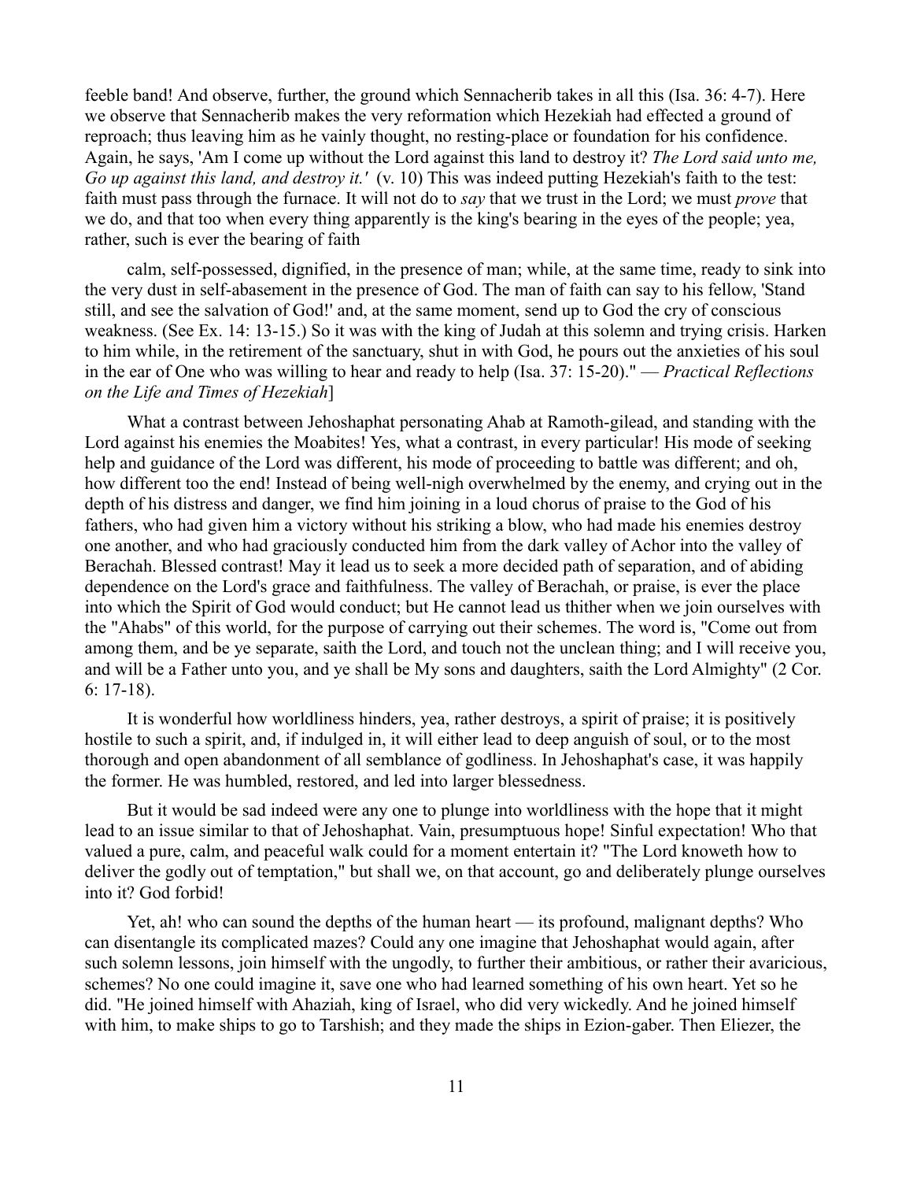feeble band! And observe, further, the ground which Sennacherib takes in all this (Isa. 36: 4-7). Here we observe that Sennacherib makes the very reformation which Hezekiah had effected a ground of reproach; thus leaving him as he vainly thought, no resting-place or foundation for his confidence. Again, he says, 'Am I come up without the Lord against this land to destroy it? *The Lord said unto me, Go up against this land, and destroy it.'* (v. 10) This was indeed putting Hezekiah's faith to the test: faith must pass through the furnace. It will not do to *say* that we trust in the Lord; we must *prove* that we do, and that too when every thing apparently is the king's bearing in the eyes of the people; yea, rather, such is ever the bearing of faith

calm, self-possessed, dignified, in the presence of man; while, at the same time, ready to sink into the very dust in self-abasement in the presence of God. The man of faith can say to his fellow, 'Stand still, and see the salvation of God!' and, at the same moment, send up to God the cry of conscious weakness. (See Ex. 14: 13-15.) So it was with the king of Judah at this solemn and trying crisis. Harken to him while, in the retirement of the sanctuary, shut in with God, he pours out the anxieties of his soul in the ear of One who was willing to hear and ready to help (Isa. 37: 15-20)." — *Practical Reflections on the Life and Times of Hezekiah*]

What a contrast between Jehoshaphat personating Ahab at Ramoth-gilead, and standing with the Lord against his enemies the Moabites! Yes, what a contrast, in every particular! His mode of seeking help and guidance of the Lord was different, his mode of proceeding to battle was different; and oh, how different too the end! Instead of being well-nigh overwhelmed by the enemy, and crying out in the depth of his distress and danger, we find him joining in a loud chorus of praise to the God of his fathers, who had given him a victory without his striking a blow, who had made his enemies destroy one another, and who had graciously conducted him from the dark valley of Achor into the valley of Berachah. Blessed contrast! May it lead us to seek a more decided path of separation, and of abiding dependence on the Lord's grace and faithfulness. The valley of Berachah, or praise, is ever the place into which the Spirit of God would conduct; but He cannot lead us thither when we join ourselves with the "Ahabs" of this world, for the purpose of carrying out their schemes. The word is, "Come out from among them, and be ye separate, saith the Lord, and touch not the unclean thing; and I will receive you, and will be a Father unto you, and ye shall be My sons and daughters, saith the Lord Almighty" (2 Cor. 6: 17-18).

It is wonderful how worldliness hinders, yea, rather destroys, a spirit of praise; it is positively hostile to such a spirit, and, if indulged in, it will either lead to deep anguish of soul, or to the most thorough and open abandonment of all semblance of godliness. In Jehoshaphat's case, it was happily the former. He was humbled, restored, and led into larger blessedness.

But it would be sad indeed were any one to plunge into worldliness with the hope that it might lead to an issue similar to that of Jehoshaphat. Vain, presumptuous hope! Sinful expectation! Who that valued a pure, calm, and peaceful walk could for a moment entertain it? "The Lord knoweth how to deliver the godly out of temptation," but shall we, on that account, go and deliberately plunge ourselves into it? God forbid!

Yet, ah! who can sound the depths of the human heart — its profound, malignant depths? Who can disentangle its complicated mazes? Could any one imagine that Jehoshaphat would again, after such solemn lessons, join himself with the ungodly, to further their ambitious, or rather their avaricious, schemes? No one could imagine it, save one who had learned something of his own heart. Yet so he did. "He joined himself with Ahaziah, king of Israel, who did very wickedly. And he joined himself with him, to make ships to go to Tarshish; and they made the ships in Ezion-gaber. Then Eliezer, the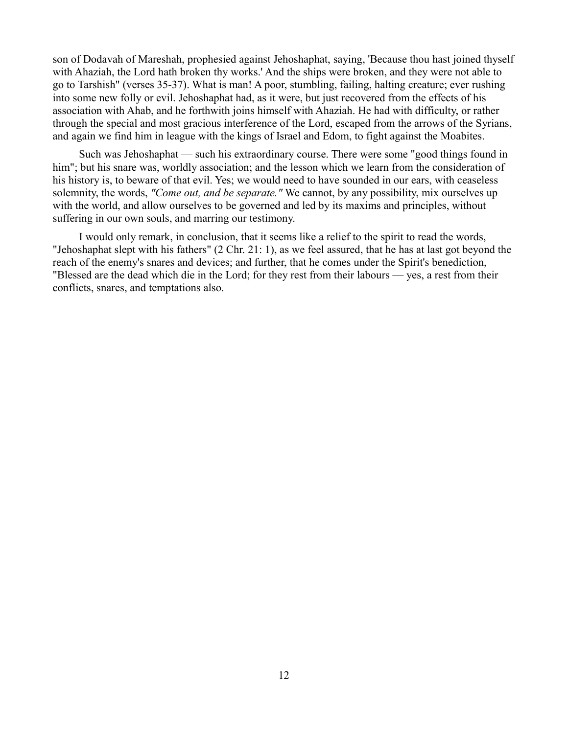son of Dodavah of Mareshah, prophesied against Jehoshaphat, saying, 'Because thou hast joined thyself with Ahaziah, the Lord hath broken thy works.' And the ships were broken, and they were not able to go to Tarshish" (verses 35-37). What is man! A poor, stumbling, failing, halting creature; ever rushing into some new folly or evil. Jehoshaphat had, as it were, but just recovered from the effects of his association with Ahab, and he forthwith joins himself with Ahaziah. He had with difficulty, or rather through the special and most gracious interference of the Lord, escaped from the arrows of the Syrians, and again we find him in league with the kings of Israel and Edom, to fight against the Moabites.

Such was Jehoshaphat — such his extraordinary course. There were some "good things found in him"; but his snare was, worldly association; and the lesson which we learn from the consideration of his history is, to beware of that evil. Yes; we would need to have sounded in our ears, with ceaseless solemnity, the words, *"Come out, and be separate."* We cannot, by any possibility, mix ourselves up with the world, and allow ourselves to be governed and led by its maxims and principles, without suffering in our own souls, and marring our testimony.

I would only remark, in conclusion, that it seems like a relief to the spirit to read the words, "Jehoshaphat slept with his fathers" (2 Chr. 21: 1), as we feel assured, that he has at last got beyond the reach of the enemy's snares and devices; and further, that he comes under the Spirit's benediction, "Blessed are the dead which die in the Lord; for they rest from their labours — yes, a rest from their conflicts, snares, and temptations also.